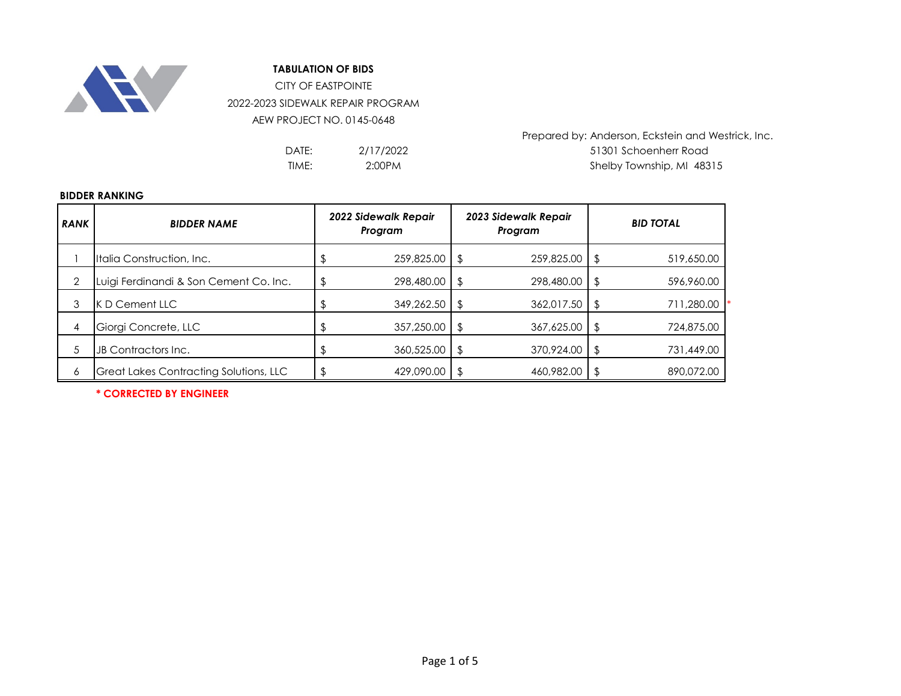**TABULATION OF BIDS**

CITY OF EASTPOINTE

2022-2023 SIDEWALK REPAIR PROGRAM

AEW PROJECT NO. 0145-0648

DATE: 2/17/2022

TIME: 2:00PM

Prepared by: Anderson, Eckstein and Westrick, Inc.
51301 Schoenherr Road
Shelby Township, MI 48315

**BIDDER RANKING**

| RANK | BIDDER NAME | 2022 Sidewalk Repair Program | 2023 Sidewalk Repair Program | BID TOTAL |
|---|---|---|---|---|
| 1 | Italia Construction, Inc. | $ 259,825.00 | $ 259,825.00 | $ 519,650.00 |
| 2 | Luigi Ferdinandi & Son Cement Co. Inc. | $ 298,480.00 | $ 298,480.00 | $ 596,960.00 |
| 3 | K D Cement LLC | $ 349,262.50 | $ 362,017.50 | $ 711,280.00 * |
| 4 | Giorgi Concrete, LLC | $ 357,250.00 | $ 367,625.00 | $ 724,875.00 |
| 5 | JB Contractors Inc. | $ 360,525.00 | $ 370,924.00 | $ 731,449.00 |
| 6 | Great Lakes Contracting Solutions, LLC | $ 429,090.00 | $ 460,982.00 | $ 890,072.00 |

**\* CORRECTED BY ENGINEER**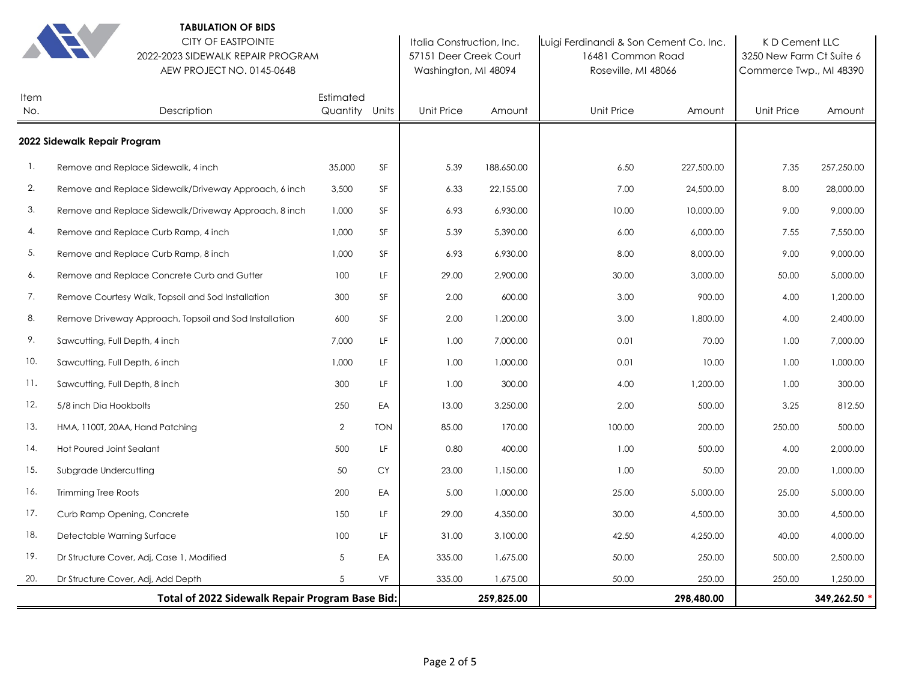**TABULATION OF BIDS**

CITY OF EASTPOINTE
2022-2023 SIDEWALK REPAIR PROGRAM
AEW PROJECT NO. 0145-0648

| Item No. | Description | Estimated Quantity | Units | Italia Construction, Inc. 57151 Deer Creek Court Washington, MI 48094 | | Luigi Ferdinandi & Son Cement Co. Inc. 16481 Common Road Roseville, MI 48066 | | K D Cement LLC 3250 New Farm Ct Suite 6 Commerce Twp., MI 48390 | |
|---|---|---|---|---|---|---|---|---|---|
| | | | | Unit Price | Amount | Unit Price | Amount | Unit Price | Amount |
| **2022 Sidewalk Repair Program** | | | | | | | | | |
| 1. | Remove and Replace Sidewalk, 4 inch | 35,000 | SF | 5.39 | 188,650.00 | 6.50 | 227,500.00 | 7.35 | 257,250.00 |
| 2. | Remove and Replace Sidewalk/Driveway Approach, 6 inch | 3,500 | SF | 6.33 | 22,155.00 | 7.00 | 24,500.00 | 8.00 | 28,000.00 |
| 3. | Remove and Replace Sidewalk/Driveway Approach, 8 inch | 1,000 | SF | 6.93 | 6,930.00 | 10.00 | 10,000.00 | 9.00 | 9,000.00 |
| 4. | Remove and Replace Curb Ramp, 4 inch | 1,000 | SF | 5.39 | 5,390.00 | 6.00 | 6,000.00 | 7.55 | 7,550.00 |
| 5. | Remove and Replace Curb Ramp, 8 inch | 1,000 | SF | 6.93 | 6,930.00 | 8.00 | 8,000.00 | 9.00 | 9,000.00 |
| 6. | Remove and Replace Concrete Curb and Gutter | 100 | LF | 29.00 | 2,900.00 | 30.00 | 3,000.00 | 50.00 | 5,000.00 |
| 7. | Remove Courtesy Walk, Topsoil and Sod Installation | 300 | SF | 2.00 | 600.00 | 3.00 | 900.00 | 4.00 | 1,200.00 |
| 8. | Remove Driveway Approach, Topsoil and Sod Installation | 600 | SF | 2.00 | 1,200.00 | 3.00 | 1,800.00 | 4.00 | 2,400.00 |
| 9. | Sawcutting, Full Depth, 4 inch | 7,000 | LF | 1.00 | 7,000.00 | 0.01 | 70.00 | 1.00 | 7,000.00 |
| 10. | Sawcutting, Full Depth, 6 inch | 1,000 | LF | 1.00 | 1,000.00 | 0.01 | 10.00 | 1.00 | 1,000.00 |
| 11. | Sawcutting, Full Depth, 8 inch | 300 | LF | 1.00 | 300.00 | 4.00 | 1,200.00 | 1.00 | 300.00 |
| 12. | 5/8 inch Dia Hookbolts | 250 | EA | 13.00 | 3,250.00 | 2.00 | 500.00 | 3.25 | 812.50 |
| 13. | HMA, 1100T, 20AA, Hand Patching | 2 | TON | 85.00 | 170.00 | 100.00 | 200.00 | 250.00 | 500.00 |
| 14. | Hot Poured Joint Sealant | 500 | LF | 0.80 | 400.00 | 1.00 | 500.00 | 4.00 | 2,000.00 |
| 15. | Subgrade Undercutting | 50 | CY | 23.00 | 1,150.00 | 1.00 | 50.00 | 20.00 | 1,000.00 |
| 16. | Trimming Tree Roots | 200 | EA | 5.00 | 1,000.00 | 25.00 | 5,000.00 | 25.00 | 5,000.00 |
| 17. | Curb Ramp Opening, Concrete | 150 | LF | 29.00 | 4,350.00 | 30.00 | 4,500.00 | 30.00 | 4,500.00 |
| 18. | Detectable Warning Surface | 100 | LF | 31.00 | 3,100.00 | 42.50 | 4,250.00 | 40.00 | 4,000.00 |
| 19. | Dr Structure Cover, Adj, Case 1, Modified | 5 | EA | 335.00 | 1,675.00 | 50.00 | 250.00 | 500.00 | 2,500.00 |
| 20. | Dr Structure Cover, Adj, Add Depth | 5 | VF | 335.00 | 1,675.00 | 50.00 | 250.00 | 250.00 | 1,250.00 |
| | **Total of 2022 Sidewalk Repair Program Base Bid:** | | | | **259,825.00** | | **298,480.00** | | **349,262.50** * |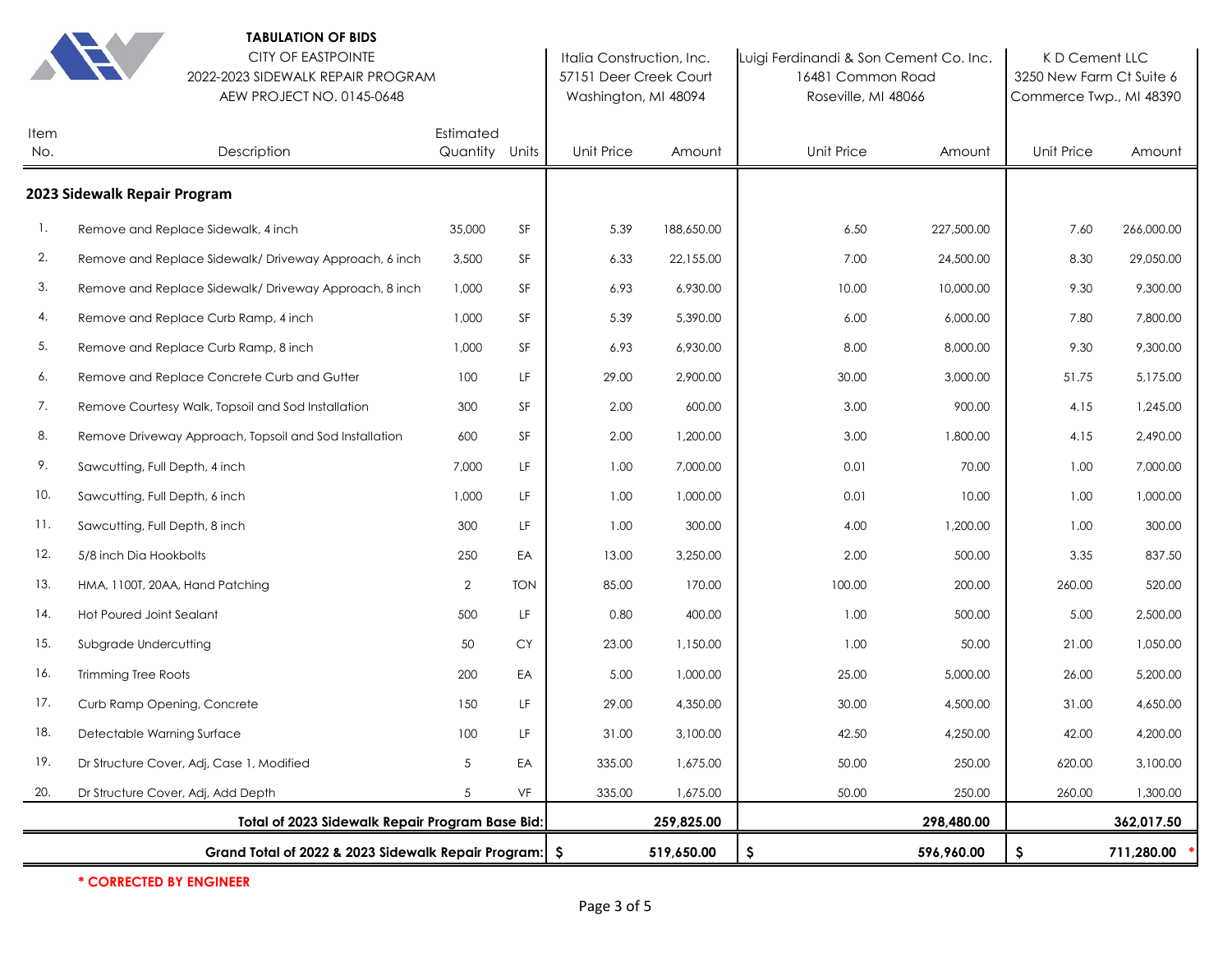**TABULATION OF BIDS**
CITY OF EASTPOINTE
2022-2023 SIDEWALK REPAIR PROGRAM
AEW PROJECT NO. 0145-0648

| Item No. | Description | Estimated Quantity | Units | Italia Construction, Inc. 57151 Deer Creek Court Washington, MI 48094 Unit Price | Amount | Luigi Ferdinandi & Son Cement Co. Inc. 16481 Common Road Roseville, MI 48066 Unit Price | Amount | K D Cement LLC 3250 New Farm Ct Suite 6 Commerce Twp., MI 48390 Unit Price | Amount |
|---|---|---|---|---|---|---|---|---|---|
| | **2023 Sidewalk Repair Program** | | | | | | | | |
| 1. | Remove and Replace Sidewalk, 4 inch | 35,000 | SF | 5.39 | 188,650.00 | 6.50 | 227,500.00 | 7.60 | 266,000.00 |
| 2. | Remove and Replace Sidewalk/ Driveway Approach, 6 inch | 3,500 | SF | 6.33 | 22,155.00 | 7.00 | 24,500.00 | 8.30 | 29,050.00 |
| 3. | Remove and Replace Sidewalk/ Driveway Approach, 8 inch | 1,000 | SF | 6.93 | 6,930.00 | 10.00 | 10,000.00 | 9.30 | 9,300.00 |
| 4. | Remove and Replace Curb Ramp, 4 inch | 1,000 | SF | 5.39 | 5,390.00 | 6.00 | 6,000.00 | 7.80 | 7,800.00 |
| 5. | Remove and Replace Curb Ramp, 8 inch | 1,000 | SF | 6.93 | 6,930.00 | 8.00 | 8,000.00 | 9.30 | 9,300.00 |
| 6. | Remove and Replace Concrete Curb and Gutter | 100 | LF | 29.00 | 2,900.00 | 30.00 | 3,000.00 | 51.75 | 5,175.00 |
| 7. | Remove Courtesy Walk, Topsoil and Sod Installation | 300 | SF | 2.00 | 600.00 | 3.00 | 900.00 | 4.15 | 1,245.00 |
| 8. | Remove Driveway Approach, Topsoil and Sod Installation | 600 | SF | 2.00 | 1,200.00 | 3.00 | 1,800.00 | 4.15 | 2,490.00 |
| 9. | Sawcutting, Full Depth, 4 inch | 7,000 | LF | 1.00 | 7,000.00 | 0.01 | 70.00 | 1.00 | 7,000.00 |
| 10. | Sawcutting, Full Depth, 6 inch | 1,000 | LF | 1.00 | 1,000.00 | 0.01 | 10.00 | 1.00 | 1,000.00 |
| 11. | Sawcutting, Full Depth, 8 inch | 300 | LF | 1.00 | 300.00 | 4.00 | 1,200.00 | 1.00 | 300.00 |
| 12. | 5/8 inch Dia Hookbolts | 250 | EA | 13.00 | 3,250.00 | 2.00 | 500.00 | 3.35 | 837.50 |
| 13. | HMA, 1100T, 20AA, Hand Patching | 2 | TON | 85.00 | 170.00 | 100.00 | 200.00 | 260.00 | 520.00 |
| 14. | Hot Poured Joint Sealant | 500 | LF | 0.80 | 400.00 | 1.00 | 500.00 | 5.00 | 2,500.00 |
| 15. | Subgrade Undercutting | 50 | CY | 23.00 | 1,150.00 | 1.00 | 50.00 | 21.00 | 1,050.00 |
| 16. | Trimming Tree Roots | 200 | EA | 5.00 | 1,000.00 | 25.00 | 5,000.00 | 26.00 | 5,200.00 |
| 17. | Curb Ramp Opening, Concrete | 150 | LF | 29.00 | 4,350.00 | 30.00 | 4,500.00 | 31.00 | 4,650.00 |
| 18. | Detectable Warning Surface | 100 | LF | 31.00 | 3,100.00 | 42.50 | 4,250.00 | 42.00 | 4,200.00 |
| 19. | Dr Structure Cover, Adj, Case 1, Modified | 5 | EA | 335.00 | 1,675.00 | 50.00 | 250.00 | 620.00 | 3,100.00 |
| 20. | Dr Structure Cover, Adj, Add Depth | 5 | VF | 335.00 | 1,675.00 | 50.00 | 250.00 | 260.00 | 1,300.00 |
| | **Total of 2023 Sidewalk Repair Program Base Bid:** | | | | **259,825.00** | | **298,480.00** | | **362,017.50** |
| | **Grand Total of 2022 & 2023 Sidewalk Repair Program:** | | | **$** | **519,650.00** | **$** | **596,960.00** | **$** | **711,280.00** * |

**\* CORRECTED BY ENGINEER**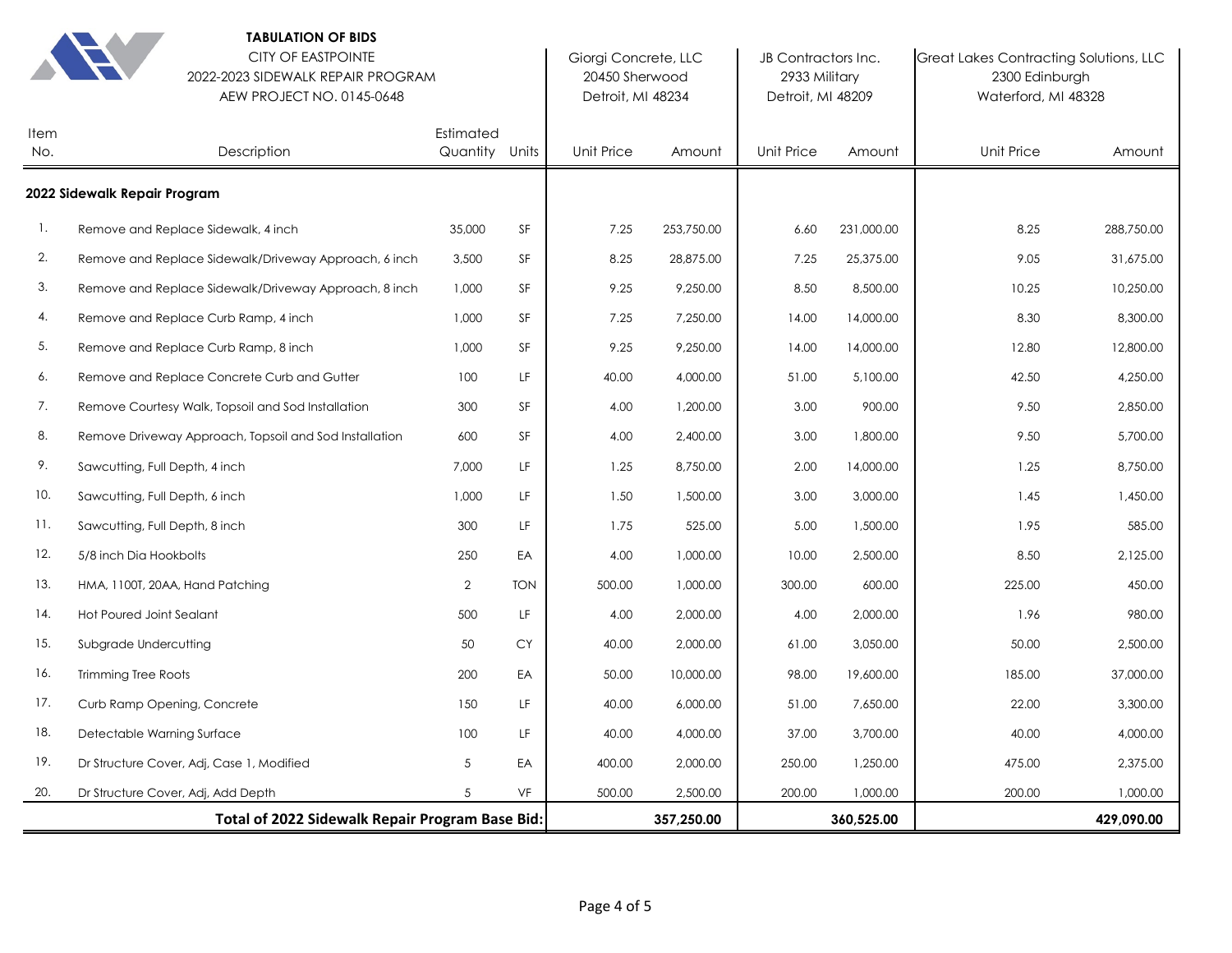**TABULATION OF BIDS**

CITY OF EASTPOINTE
2022-2023 SIDEWALK REPAIR PROGRAM
AEW PROJECT NO. 0145-0648

| Item No. | Description | Estimated Quantity | Units | Giorgi Concrete, LLC<br>20450 Sherwood<br>Detroit, MI 48234<br>Unit Price | Amount | JB Contractors Inc.<br>2933 Military<br>Detroit, MI 48209<br>Unit Price | Amount | Great Lakes Contracting Solutions, LLC<br>2300 Edinburgh<br>Waterford, MI 48328<br>Unit Price | Amount |
|---|---|---|---|---|---|---|---|---|---|
| **2022 Sidewalk Repair Program** | | | | | | | | | |
| 1. | Remove and Replace Sidewalk, 4 inch | 35,000 | SF | 7.25 | 253,750.00 | 6.60 | 231,000.00 | 8.25 | 288,750.00 |
| 2. | Remove and Replace Sidewalk/Driveway Approach, 6 inch | 3,500 | SF | 8.25 | 28,875.00 | 7.25 | 25,375.00 | 9.05 | 31,675.00 |
| 3. | Remove and Replace Sidewalk/Driveway Approach, 8 inch | 1,000 | SF | 9.25 | 9,250.00 | 8.50 | 8,500.00 | 10.25 | 10,250.00 |
| 4. | Remove and Replace Curb Ramp, 4 inch | 1,000 | SF | 7.25 | 7,250.00 | 14.00 | 14,000.00 | 8.30 | 8,300.00 |
| 5. | Remove and Replace Curb Ramp, 8 inch | 1,000 | SF | 9.25 | 9,250.00 | 14.00 | 14,000.00 | 12.80 | 12,800.00 |
| 6. | Remove and Replace Concrete Curb and Gutter | 100 | LF | 40.00 | 4,000.00 | 51.00 | 5,100.00 | 42.50 | 4,250.00 |
| 7. | Remove Courtesy Walk, Topsoil and Sod Installation | 300 | SF | 4.00 | 1,200.00 | 3.00 | 900.00 | 9.50 | 2,850.00 |
| 8. | Remove Driveway Approach, Topsoil and Sod Installation | 600 | SF | 4.00 | 2,400.00 | 3.00 | 1,800.00 | 9.50 | 5,700.00 |
| 9. | Sawcutting, Full Depth, 4 inch | 7,000 | LF | 1.25 | 8,750.00 | 2.00 | 14,000.00 | 1.25 | 8,750.00 |
| 10. | Sawcutting, Full Depth, 6 inch | 1,000 | LF | 1.50 | 1,500.00 | 3.00 | 3,000.00 | 1.45 | 1,450.00 |
| 11. | Sawcutting, Full Depth, 8 inch | 300 | LF | 1.75 | 525.00 | 5.00 | 1,500.00 | 1.95 | 585.00 |
| 12. | 5/8 inch Dia Hookbolts | 250 | EA | 4.00 | 1,000.00 | 10.00 | 2,500.00 | 8.50 | 2,125.00 |
| 13. | HMA, 1100T, 20AA, Hand Patching | 2 | TON | 500.00 | 1,000.00 | 300.00 | 600.00 | 225.00 | 450.00 |
| 14. | Hot Poured Joint Sealant | 500 | LF | 4.00 | 2,000.00 | 4.00 | 2,000.00 | 1.96 | 980.00 |
| 15. | Subgrade Undercutting | 50 | CY | 40.00 | 2,000.00 | 61.00 | 3,050.00 | 50.00 | 2,500.00 |
| 16. | Trimming Tree Roots | 200 | EA | 50.00 | 10,000.00 | 98.00 | 19,600.00 | 185.00 | 37,000.00 |
| 17. | Curb Ramp Opening, Concrete | 150 | LF | 40.00 | 6,000.00 | 51.00 | 7,650.00 | 22.00 | 3,300.00 |
| 18. | Detectable Warning Surface | 100 | LF | 40.00 | 4,000.00 | 37.00 | 3,700.00 | 40.00 | 4,000.00 |
| 19. | Dr Structure Cover, Adj, Case 1, Modified | 5 | EA | 400.00 | 2,000.00 | 250.00 | 1,250.00 | 475.00 | 2,375.00 |
| 20. | Dr Structure Cover, Adj, Add Depth | 5 | VF | 500.00 | 2,500.00 | 200.00 | 1,000.00 | 200.00 | 1,000.00 |
| | **Total of 2022 Sidewalk Repair Program Base Bid:** | | | | **357,250.00** | | **360,525.00** | | **429,090.00** |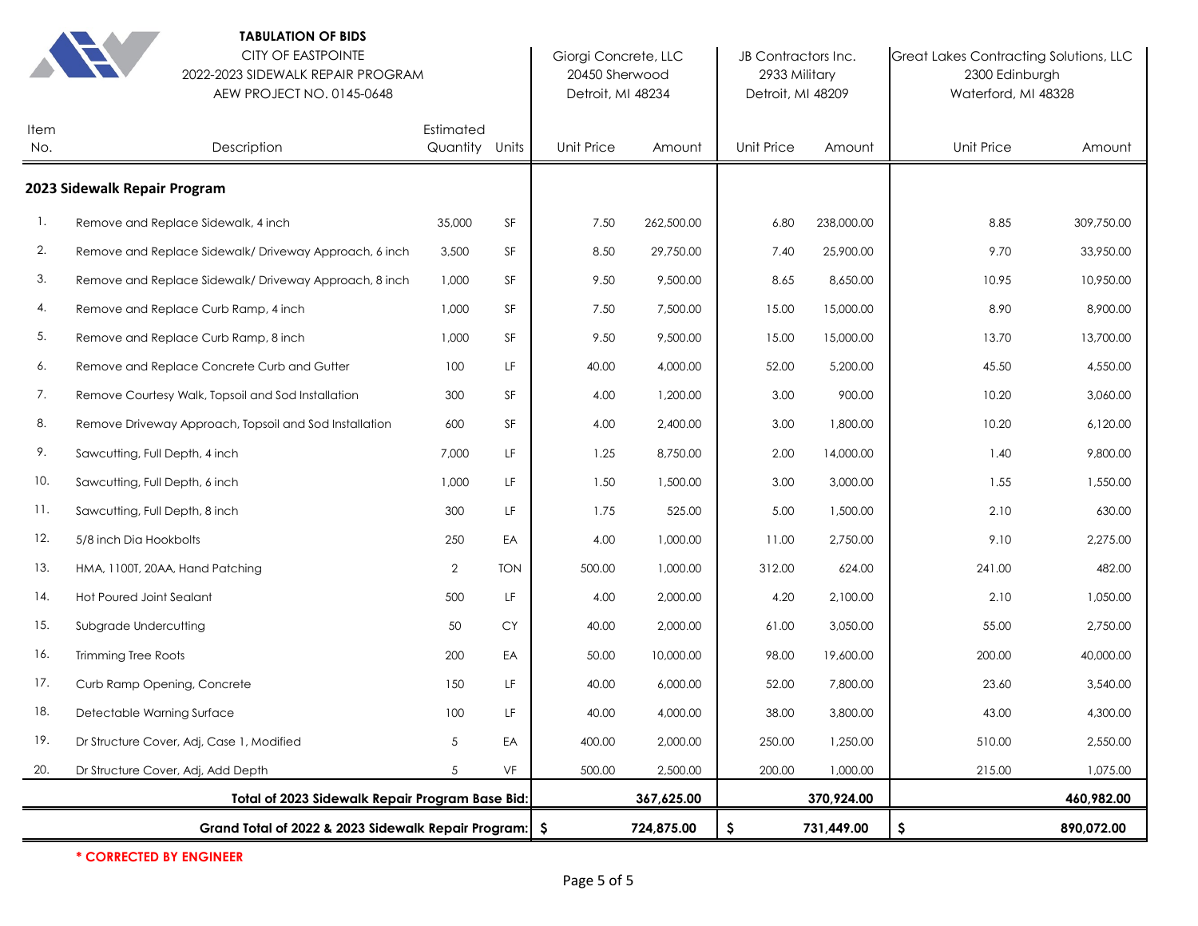**TABULATION OF BIDS**
CITY OF EASTPOINTE
2022-2023 SIDEWALK REPAIR PROGRAM
AEW PROJECT NO. 0145-0648

| Item No. | Description | Estimated Quantity | Units | Giorgi Concrete, LLC 20450 Sherwood Detroit, MI 48234 | | JB Contractors Inc. 2933 Military Detroit, MI 48209 | | Great Lakes Contracting Solutions, LLC 2300 Edinburgh Waterford, MI 48328 | |
|---|---|---|---|---|---|---|---|---|---|
| | | | | Unit Price | Amount | Unit Price | Amount | Unit Price | Amount |
| | **2023 Sidewalk Repair Program** | | | | | | | | |
| 1. | Remove and Replace Sidewalk, 4 inch | 35,000 | SF | 7.50 | 262,500.00 | 6.80 | 238,000.00 | 8.85 | 309,750.00 |
| 2. | Remove and Replace Sidewalk/ Driveway Approach, 6 inch | 3,500 | SF | 8.50 | 29,750.00 | 7.40 | 25,900.00 | 9.70 | 33,950.00 |
| 3. | Remove and Replace Sidewalk/ Driveway Approach, 8 inch | 1,000 | SF | 9.50 | 9,500.00 | 8.65 | 8,650.00 | 10.95 | 10,950.00 |
| 4. | Remove and Replace Curb Ramp, 4 inch | 1,000 | SF | 7.50 | 7,500.00 | 15.00 | 15,000.00 | 8.90 | 8,900.00 |
| 5. | Remove and Replace Curb Ramp, 8 inch | 1,000 | SF | 9.50 | 9,500.00 | 15.00 | 15,000.00 | 13.70 | 13,700.00 |
| 6. | Remove and Replace Concrete Curb and Gutter | 100 | LF | 40.00 | 4,000.00 | 52.00 | 5,200.00 | 45.50 | 4,550.00 |
| 7. | Remove Courtesy Walk, Topsoil and Sod Installation | 300 | SF | 4.00 | 1,200.00 | 3.00 | 900.00 | 10.20 | 3,060.00 |
| 8. | Remove Driveway Approach, Topsoil and Sod Installation | 600 | SF | 4.00 | 2,400.00 | 3.00 | 1,800.00 | 10.20 | 6,120.00 |
| 9. | Sawcutting, Full Depth, 4 inch | 7,000 | LF | 1.25 | 8,750.00 | 2.00 | 14,000.00 | 1.40 | 9,800.00 |
| 10. | Sawcutting, Full Depth, 6 inch | 1,000 | LF | 1.50 | 1,500.00 | 3.00 | 3,000.00 | 1.55 | 1,550.00 |
| 11. | Sawcutting, Full Depth, 8 inch | 300 | LF | 1.75 | 525.00 | 5.00 | 1,500.00 | 2.10 | 630.00 |
| 12. | 5/8 inch Dia Hookbolts | 250 | EA | 4.00 | 1,000.00 | 11.00 | 2,750.00 | 9.10 | 2,275.00 |
| 13. | HMA, 1100T, 20AA, Hand Patching | 2 | TON | 500.00 | 1,000.00 | 312.00 | 624.00 | 241.00 | 482.00 |
| 14. | Hot Poured Joint Sealant | 500 | LF | 4.00 | 2,000.00 | 4.20 | 2,100.00 | 2.10 | 1,050.00 |
| 15. | Subgrade Undercutting | 50 | CY | 40.00 | 2,000.00 | 61.00 | 3,050.00 | 55.00 | 2,750.00 |
| 16. | Trimming Tree Roots | 200 | EA | 50.00 | 10,000.00 | 98.00 | 19,600.00 | 200.00 | 40,000.00 |
| 17. | Curb Ramp Opening, Concrete | 150 | LF | 40.00 | 6,000.00 | 52.00 | 7,800.00 | 23.60 | 3,540.00 |
| 18. | Detectable Warning Surface | 100 | LF | 40.00 | 4,000.00 | 38.00 | 3,800.00 | 43.00 | 4,300.00 |
| 19. | Dr Structure Cover, Adj, Case 1, Modified | 5 | EA | 400.00 | 2,000.00 | 250.00 | 1,250.00 | 510.00 | 2,550.00 |
| 20. | Dr Structure Cover, Adj, Add Depth | 5 | VF | 500.00 | 2,500.00 | 200.00 | 1,000.00 | 215.00 | 1,075.00 |
| | **Total of 2023 Sidewalk Repair Program Base Bid:** | | | | **367,625.00** | | **370,924.00** | | **460,982.00** |
| | **Grand Total of 2022 & 2023 Sidewalk Repair Program:** | | | **$** | **724,875.00** | **$** | **731,449.00** | **$** | **890,072.00** |

**\* CORRECTED BY ENGINEER**